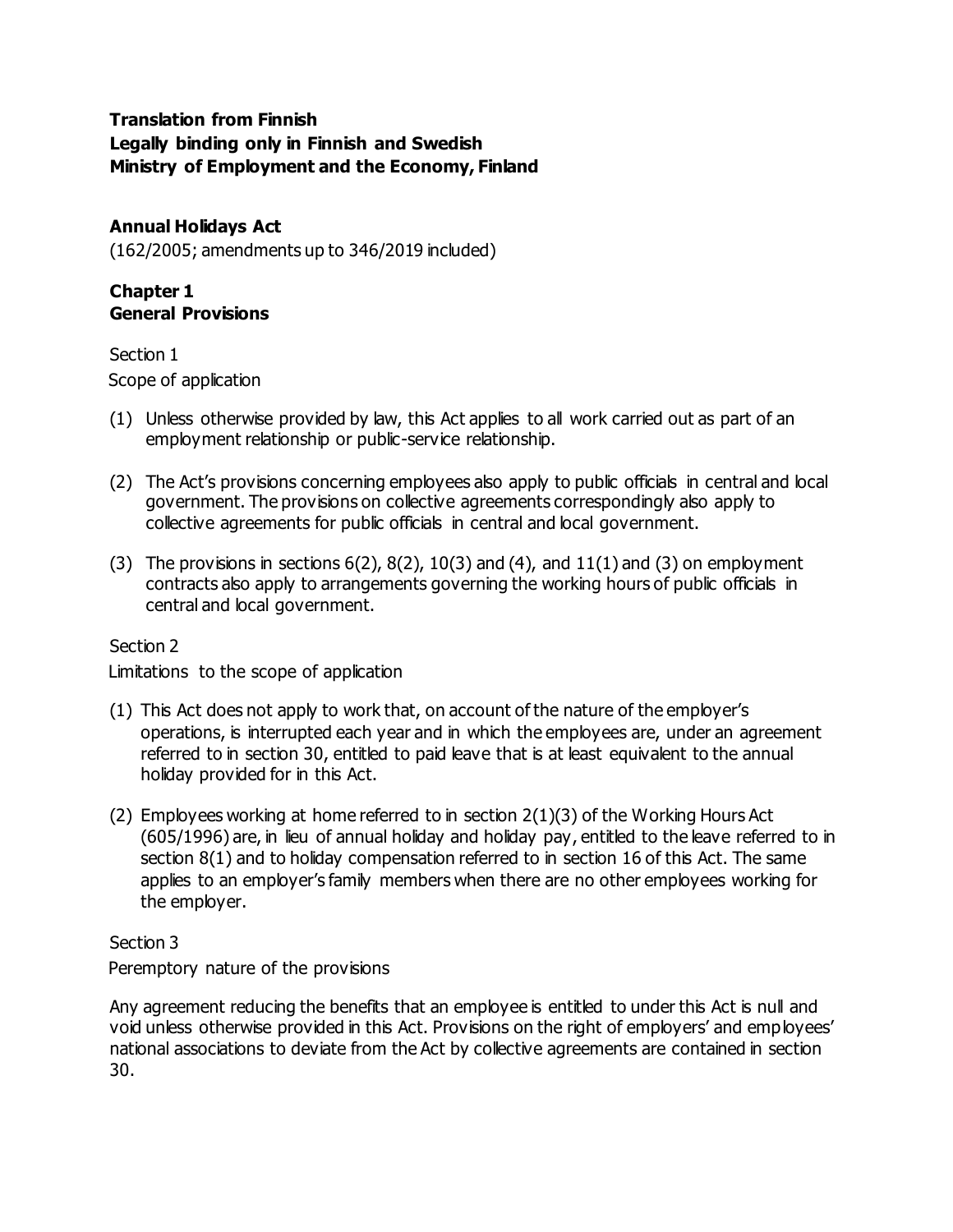**Translation from Finnish**
**Legally binding only in Finnish and Swedish**
**Ministry of Employment and the Economy, Finland**

# Annual Holidays Act

(162/2005; amendments up to 346/2019 included)

## Chapter 1
## General Provisions

Section 1

Scope of application

(1) Unless otherwise provided by law, this Act applies to all work carried out as part of an employment relationship or public-service relationship.

(2) The Act's provisions concerning employees also apply to public officials in central and local government. The provisions on collective agreements correspondingly also apply to collective agreements for public officials in central and local government.

(3) The provisions in sections 6(2), 8(2), 10(3) and (4), and 11(1) and (3) on employment contracts also apply to arrangements governing the working hours of public officials in central and local government.

Section 2

Limitations to the scope of application

(1) This Act does not apply to work that, on account of the nature of the employer's operations, is interrupted each year and in which the employees are, under an agreement referred to in section 30, entitled to paid leave that is at least equivalent to the annual holiday provided for in this Act.

(2) Employees working at home referred to in section 2(1)(3) of the Working Hours Act (605/1996) are, in lieu of annual holiday and holiday pay, entitled to the leave referred to in section 8(1) and to holiday compensation referred to in section 16 of this Act. The same applies to an employer's family members when there are no other employees working for the employer.

Section 3

Peremptory nature of the provisions

Any agreement reducing the benefits that an employee is entitled to under this Act is null and void unless otherwise provided in this Act. Provisions on the right of employers' and employees' national associations to deviate from the Act by collective agreements are contained in section 30.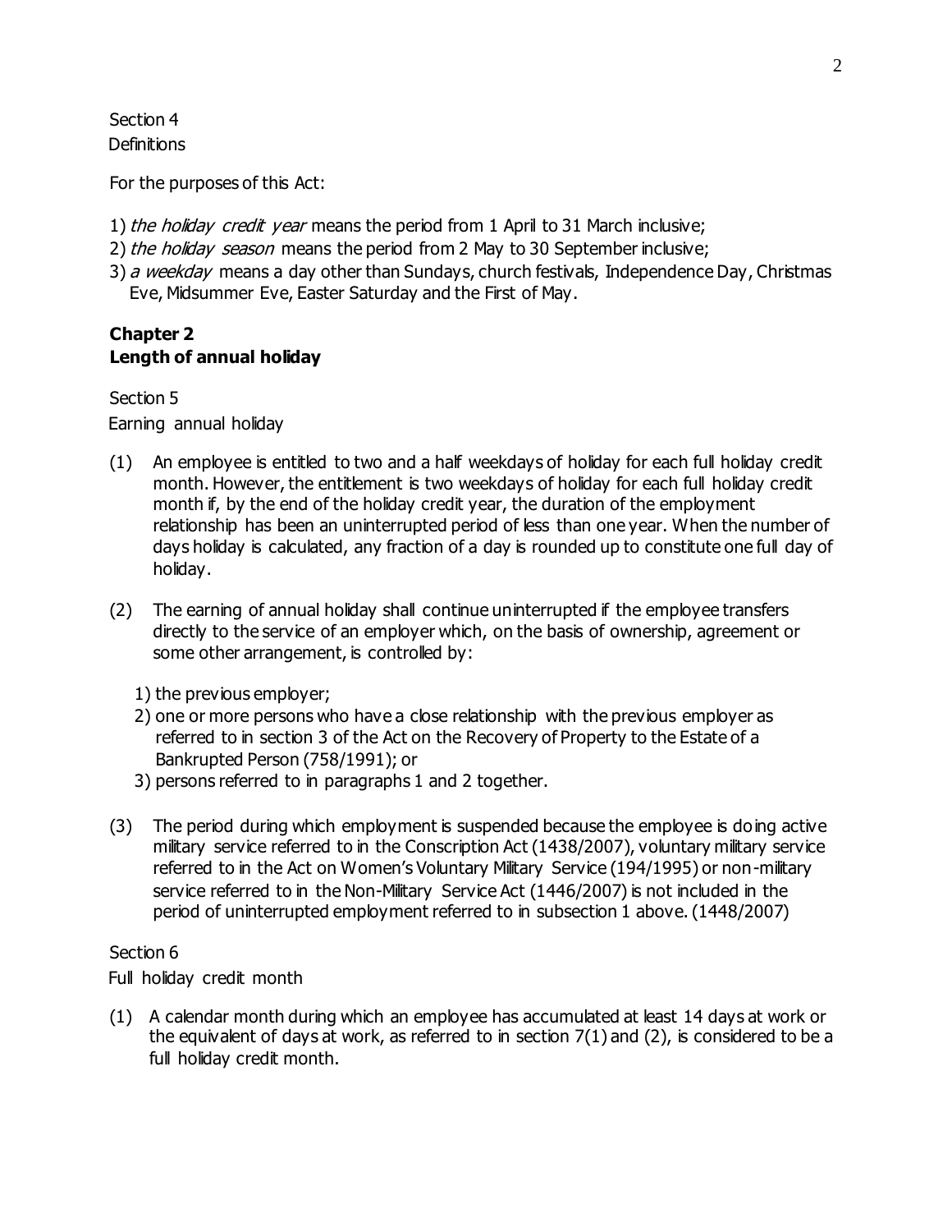Section 4
Definitions

For the purposes of this Act:

1) *the holiday credit year* means the period from 1 April to 31 March inclusive;
2) *the holiday season* means the period from 2 May to 30 September inclusive;
3) *a weekday* means a day other than Sundays, church festivals, Independence Day, Christmas Eve, Midsummer Eve, Easter Saturday and the First of May.

## Chapter 2
## Length of annual holiday

Section 5
Earning annual holiday

(1) An employee is entitled to two and a half weekdays of holiday for each full holiday credit month. However, the entitlement is two weekdays of holiday for each full holiday credit month if, by the end of the holiday credit year, the duration of the employment relationship has been an uninterrupted period of less than one year. When the number of days holiday is calculated, any fraction of a day is rounded up to constitute one full day of holiday.

(2) The earning of annual holiday shall continue uninterrupted if the employee transfers directly to the service of an employer which, on the basis of ownership, agreement or some other arrangement, is controlled by:

1) the previous employer;
2) one or more persons who have a close relationship with the previous employer as referred to in section 3 of the Act on the Recovery of Property to the Estate of a Bankrupted Person (758/1991); or
3) persons referred to in paragraphs 1 and 2 together.

(3) The period during which employment is suspended because the employee is doing active military service referred to in the Conscription Act (1438/2007), voluntary military service referred to in the Act on Women's Voluntary Military Service (194/1995) or non-military service referred to in the Non-Military Service Act (1446/2007) is not included in the period of uninterrupted employment referred to in subsection 1 above. (1448/2007)

Section 6
Full holiday credit month

(1) A calendar month during which an employee has accumulated at least 14 days at work or the equivalent of days at work, as referred to in section 7(1) and (2), is considered to be a full holiday credit month.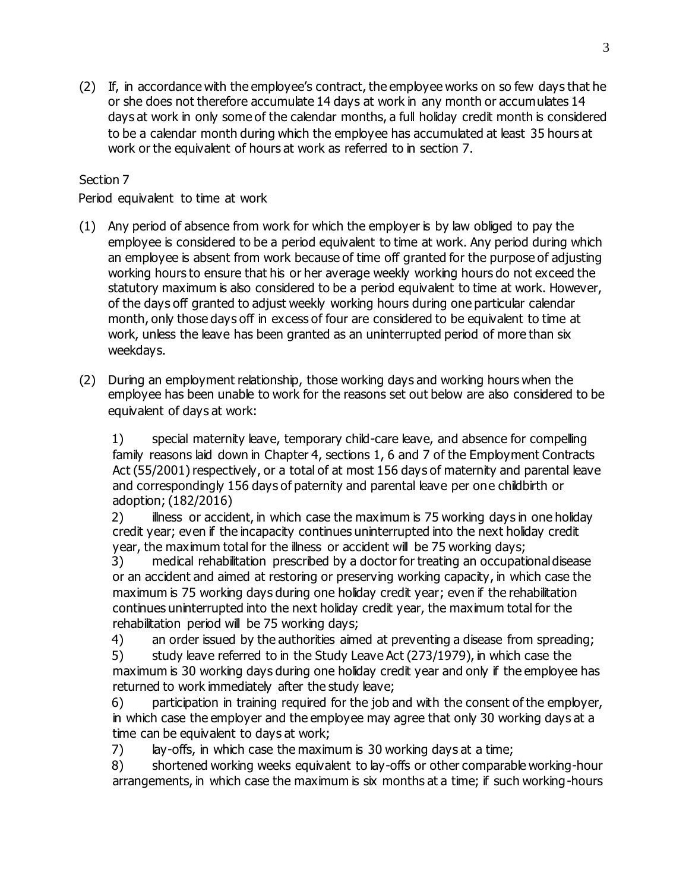(2) If, in accordance with the employee's contract, the employee works on so few days that he or she does not therefore accumulate 14 days at work in any month or accumulates 14 days at work in only some of the calendar months, a full holiday credit month is considered to be a calendar month during which the employee has accumulated at least 35 hours at work or the equivalent of hours at work as referred to in section 7.

Section 7

Period equivalent to time at work

(1) Any period of absence from work for which the employer is by law obliged to pay the employee is considered to be a period equivalent to time at work. Any period during which an employee is absent from work because of time off granted for the purpose of adjusting working hours to ensure that his or her average weekly working hours do not exceed the statutory maximum is also considered to be a period equivalent to time at work. However, of the days off granted to adjust weekly working hours during one particular calendar month, only those days off in excess of four are considered to be equivalent to time at work, unless the leave has been granted as an uninterrupted period of more than six weekdays.

(2) During an employment relationship, those working days and working hours when the employee has been unable to work for the reasons set out below are also considered to be equivalent of days at work:

1) special maternity leave, temporary child-care leave, and absence for compelling family reasons laid down in Chapter 4, sections 1, 6 and 7 of the Employment Contracts Act (55/2001) respectively, or a total of at most 156 days of maternity and parental leave and correspondingly 156 days of paternity and parental leave per one childbirth or adoption; (182/2016)

2) illness or accident, in which case the maximum is 75 working days in one holiday credit year; even if the incapacity continues uninterrupted into the next holiday credit year, the maximum total for the illness or accident will be 75 working days;

3) medical rehabilitation prescribed by a doctor for treating an occupational disease or an accident and aimed at restoring or preserving working capacity, in which case the maximum is 75 working days during one holiday credit year; even if the rehabilitation continues uninterrupted into the next holiday credit year, the maximum total for the rehabilitation period will be 75 working days;

4) an order issued by the authorities aimed at preventing a disease from spreading;

5) study leave referred to in the Study Leave Act (273/1979), in which case the maximum is 30 working days during one holiday credit year and only if the employee has returned to work immediately after the study leave;

6) participation in training required for the job and with the consent of the employer, in which case the employer and the employee may agree that only 30 working days at a time can be equivalent to days at work;

7) lay-offs, in which case the maximum is 30 working days at a time;

8) shortened working weeks equivalent to lay-offs or other comparable working-hour arrangements, in which case the maximum is six months at a time; if such working-hours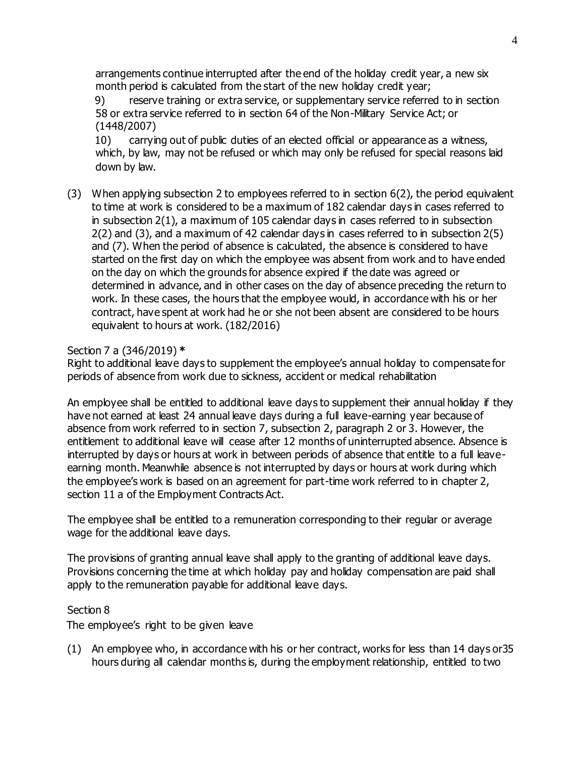arrangements continue interrupted after the end of the holiday credit year, a new six month period is calculated from the start of the new holiday credit year;

9) reserve training or extra service, or supplementary service referred to in section 58 or extra service referred to in section 64 of the Non-Military Service Act; or (1448/2007)

10) carrying out of public duties of an elected official or appearance as a witness, which, by law, may not be refused or which may only be refused for special reasons laid down by law.

(3) When applying subsection 2 to employees referred to in section 6(2), the period equivalent to time at work is considered to be a maximum of 182 calendar days in cases referred to in subsection 2(1), a maximum of 105 calendar days in cases referred to in subsection 2(2) and (3), and a maximum of 42 calendar days in cases referred to in subsection 2(5) and (7). When the period of absence is calculated, the absence is considered to have started on the first day on which the employee was absent from work and to have ended on the day on which the grounds for absence expired if the date was agreed or determined in advance, and in other cases on the day of absence preceding the return to work. In these cases, the hours that the employee would, in accordance with his or her contract, have spent at work had he or she not been absent are considered to be hours equivalent to hours at work. (182/2016)

Section 7 a (346/2019) **\***
Right to additional leave days to supplement the employee's annual holiday to compensate for periods of absence from work due to sickness, accident or medical rehabilitation

An employee shall be entitled to additional leave days to supplement their annual holiday if they have not earned at least 24 annual leave days during a full leave-earning year because of absence from work referred to in section 7, subsection 2, paragraph 2 or 3. However, the entitlement to additional leave will cease after 12 months of uninterrupted absence. Absence is interrupted by days or hours at work in between periods of absence that entitle to a full leave-earning month. Meanwhile absence is not interrupted by days or hours at work during which the employee's work is based on an agreement for part-time work referred to in chapter 2, section 11 a of the Employment Contracts Act.

The employee shall be entitled to a remuneration corresponding to their regular or average wage for the additional leave days.

The provisions of granting annual leave shall apply to the granting of additional leave days. Provisions concerning the time at which holiday pay and holiday compensation are paid shall apply to the remuneration payable for additional leave days.

Section 8
The employee's right to be given leave

(1) An employee who, in accordance with his or her contract, works for less than 14 days or35 hours during all calendar months is, during the employment relationship, entitled to two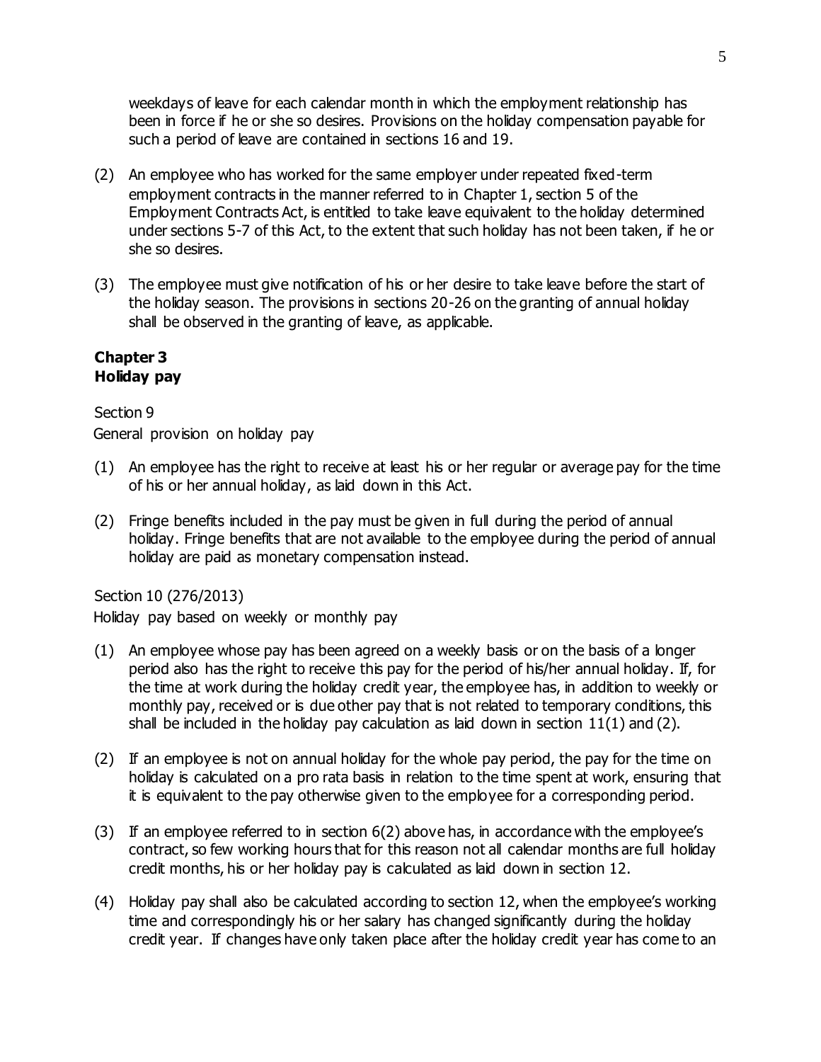weekdays of leave for each calendar month in which the employment relationship has been in force if he or she so desires. Provisions on the holiday compensation payable for such a period of leave are contained in sections 16 and 19.

(2) An employee who has worked for the same employer under repeated fixed-term employment contracts in the manner referred to in Chapter 1, section 5 of the Employment Contracts Act, is entitled to take leave equivalent to the holiday determined under sections 5-7 of this Act, to the extent that such holiday has not been taken, if he or she so desires.

(3) The employee must give notification of his or her desire to take leave before the start of the holiday season. The provisions in sections 20-26 on the granting of annual holiday shall be observed in the granting of leave, as applicable.

## Chapter 3
## Holiday pay

Section 9
General provision on holiday pay

(1) An employee has the right to receive at least his or her regular or average pay for the time of his or her annual holiday, as laid down in this Act.

(2) Fringe benefits included in the pay must be given in full during the period of annual holiday. Fringe benefits that are not available to the employee during the period of annual holiday are paid as monetary compensation instead.

Section 10 (276/2013)
Holiday pay based on weekly or monthly pay

(1) An employee whose pay has been agreed on a weekly basis or on the basis of a longer period also has the right to receive this pay for the period of his/her annual holiday. If, for the time at work during the holiday credit year, the employee has, in addition to weekly or monthly pay, received or is due other pay that is not related to temporary conditions, this shall be included in the holiday pay calculation as laid down in section 11(1) and (2).

(2) If an employee is not on annual holiday for the whole pay period, the pay for the time on holiday is calculated on a pro rata basis in relation to the time spent at work, ensuring that it is equivalent to the pay otherwise given to the employee for a corresponding period.

(3) If an employee referred to in section 6(2) above has, in accordance with the employee's contract, so few working hours that for this reason not all calendar months are full holiday credit months, his or her holiday pay is calculated as laid down in section 12.

(4) Holiday pay shall also be calculated according to section 12, when the employee's working time and correspondingly his or her salary has changed significantly during the holiday credit year. If changes have only taken place after the holiday credit year has come to an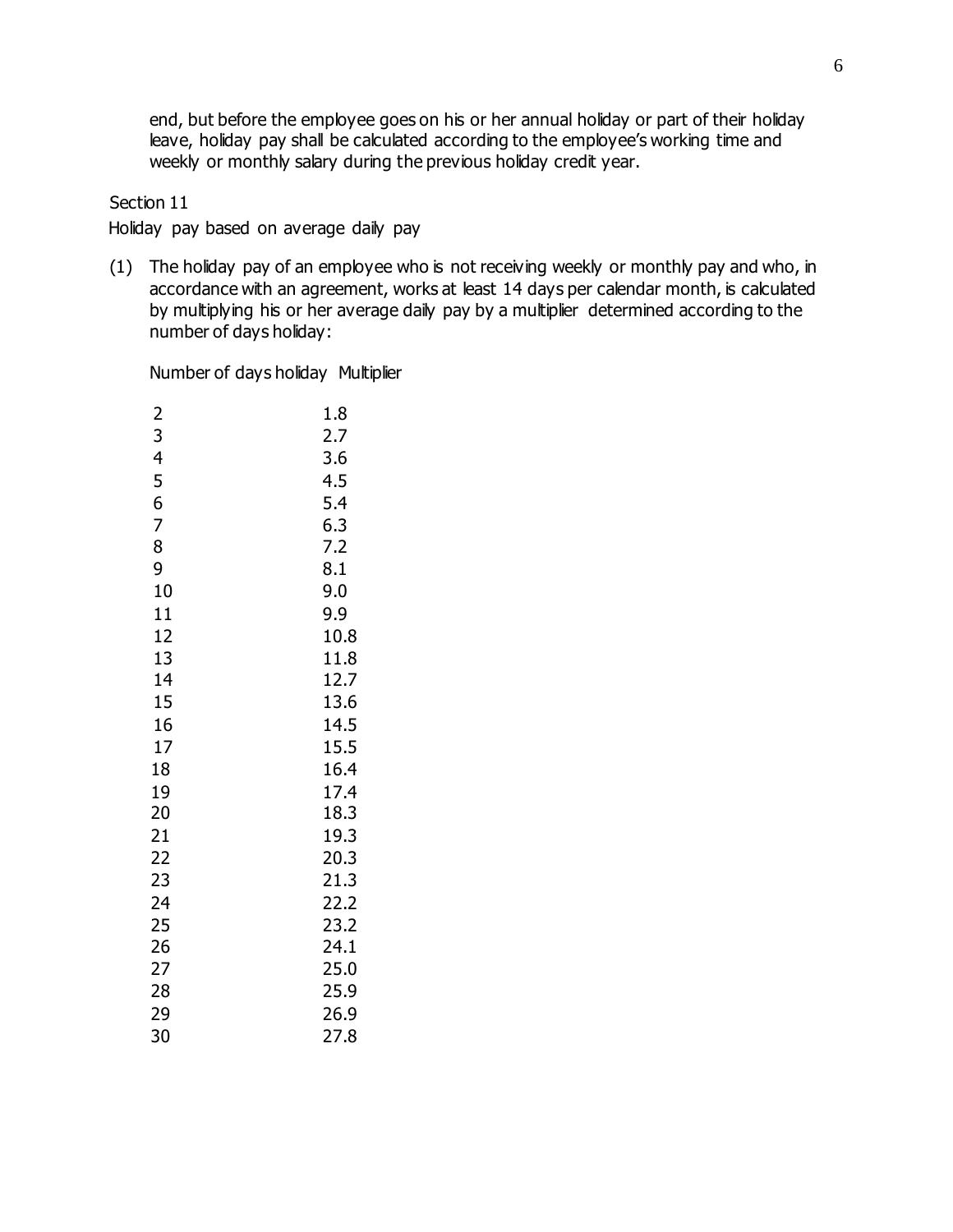end, but before the employee goes on his or her annual holiday or part of their holiday leave, holiday pay shall be calculated according to the employee's working time and weekly or monthly salary during the previous holiday credit year.

Section 11

Holiday pay based on average daily pay

(1) The holiday pay of an employee who is not receiving weekly or monthly pay and who, in accordance with an agreement, works at least 14 days per calendar month, is calculated by multiplying his or her average daily pay by a multiplier determined according to the number of days holiday:

| Number of days holiday | Multiplier |
|---|---|
| 2 | 1.8 |
| 3 | 2.7 |
| 4 | 3.6 |
| 5 | 4.5 |
| 6 | 5.4 |
| 7 | 6.3 |
| 8 | 7.2 |
| 9 | 8.1 |
| 10 | 9.0 |
| 11 | 9.9 |
| 12 | 10.8 |
| 13 | 11.8 |
| 14 | 12.7 |
| 15 | 13.6 |
| 16 | 14.5 |
| 17 | 15.5 |
| 18 | 16.4 |
| 19 | 17.4 |
| 20 | 18.3 |
| 21 | 19.3 |
| 22 | 20.3 |
| 23 | 21.3 |
| 24 | 22.2 |
| 25 | 23.2 |
| 26 | 24.1 |
| 27 | 25.0 |
| 28 | 25.9 |
| 29 | 26.9 |
| 30 | 27.8 |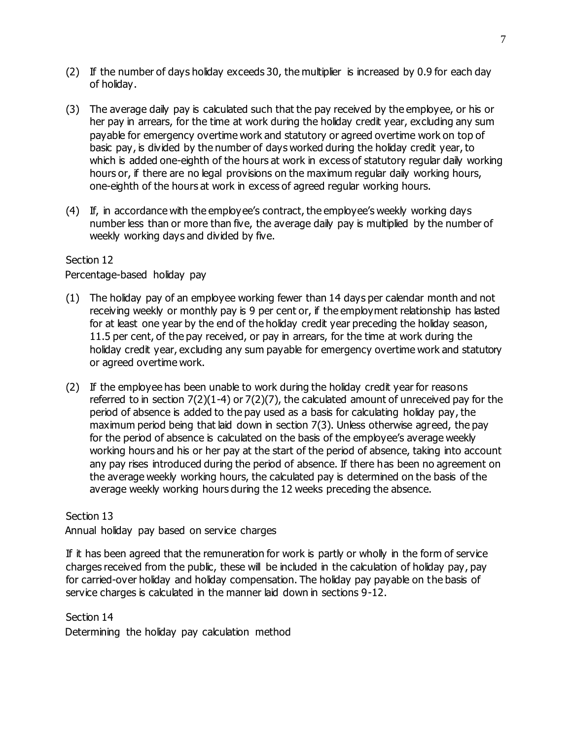(2) If the number of days holiday exceeds 30, the multiplier is increased by 0.9 for each day of holiday.

(3) The average daily pay is calculated such that the pay received by the employee, or his or her pay in arrears, for the time at work during the holiday credit year, excluding any sum payable for emergency overtime work and statutory or agreed overtime work on top of basic pay, is divided by the number of days worked during the holiday credit year, to which is added one-eighth of the hours at work in excess of statutory regular daily working hours or, if there are no legal provisions on the maximum regular daily working hours, one-eighth of the hours at work in excess of agreed regular working hours.

(4) If, in accordance with the employee's contract, the employee's weekly working days number less than or more than five, the average daily pay is multiplied by the number of weekly working days and divided by five.

Section 12

Percentage-based holiday pay

(1) The holiday pay of an employee working fewer than 14 days per calendar month and not receiving weekly or monthly pay is 9 per cent or, if the employment relationship has lasted for at least one year by the end of the holiday credit year preceding the holiday season, 11.5 per cent, of the pay received, or pay in arrears, for the time at work during the holiday credit year, excluding any sum payable for emergency overtime work and statutory or agreed overtime work.

(2) If the employee has been unable to work during the holiday credit year for reasons referred to in section 7(2)(1-4) or 7(2)(7), the calculated amount of unreceived pay for the period of absence is added to the pay used as a basis for calculating holiday pay, the maximum period being that laid down in section 7(3). Unless otherwise agreed, the pay for the period of absence is calculated on the basis of the employee's average weekly working hours and his or her pay at the start of the period of absence, taking into account any pay rises introduced during the period of absence. If there has been no agreement on the average weekly working hours, the calculated pay is determined on the basis of the average weekly working hours during the 12 weeks preceding the absence.

Section 13

Annual holiday pay based on service charges

If it has been agreed that the remuneration for work is partly or wholly in the form of service charges received from the public, these will be included in the calculation of holiday pay, pay for carried-over holiday and holiday compensation. The holiday pay payable on the basis of service charges is calculated in the manner laid down in sections 9-12.

Section 14

Determining the holiday pay calculation method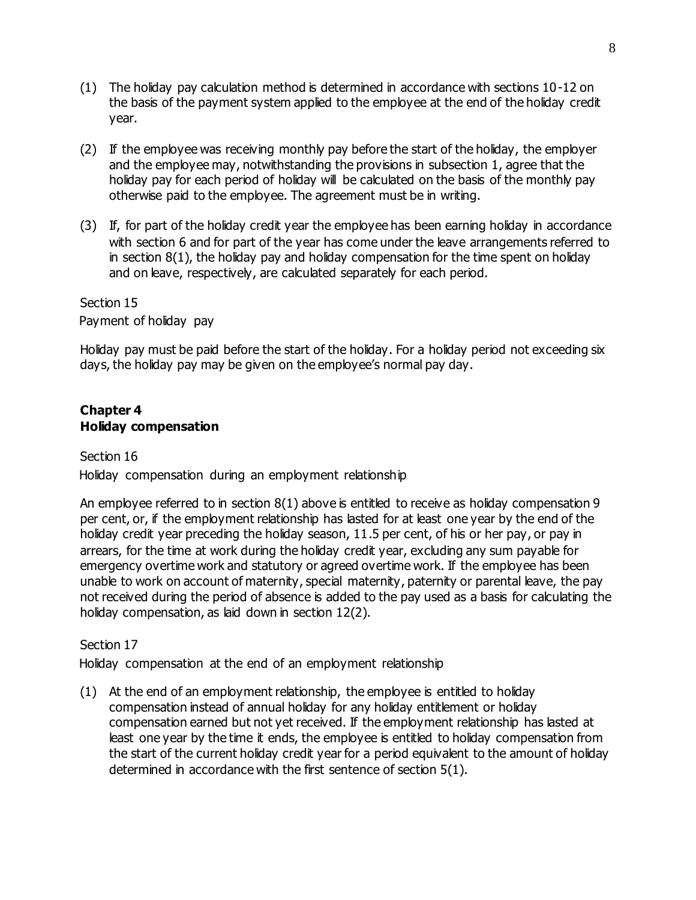(1) The holiday pay calculation method is determined in accordance with sections 10-12 on the basis of the payment system applied to the employee at the end of the holiday credit year.

(2) If the employee was receiving monthly pay before the start of the holiday, the employer and the employee may, notwithstanding the provisions in subsection 1, agree that the holiday pay for each period of holiday will be calculated on the basis of the monthly pay otherwise paid to the employee. The agreement must be in writing.

(3) If, for part of the holiday credit year the employee has been earning holiday in accordance with section 6 and for part of the year has come under the leave arrangements referred to in section 8(1), the holiday pay and holiday compensation for the time spent on holiday and on leave, respectively, are calculated separately for each period.

Section 15

Payment of holiday pay

Holiday pay must be paid before the start of the holiday. For a holiday period not exceeding six days, the holiday pay may be given on the employee's normal pay day.

## Chapter 4
## Holiday compensation

Section 16

Holiday compensation during an employment relationship

An employee referred to in section 8(1) above is entitled to receive as holiday compensation 9 per cent, or, if the employment relationship has lasted for at least one year by the end of the holiday credit year preceding the holiday season, 11.5 per cent, of his or her pay, or pay in arrears, for the time at work during the holiday credit year, excluding any sum payable for emergency overtime work and statutory or agreed overtime work. If the employee has been unable to work on account of maternity, special maternity, paternity or parental leave, the pay not received during the period of absence is added to the pay used as a basis for calculating the holiday compensation, as laid down in section 12(2).

Section 17

Holiday compensation at the end of an employment relationship

(1) At the end of an employment relationship, the employee is entitled to holiday compensation instead of annual holiday for any holiday entitlement or holiday compensation earned but not yet received. If the employment relationship has lasted at least one year by the time it ends, the employee is entitled to holiday compensation from the start of the current holiday credit year for a period equivalent to the amount of holiday determined in accordance with the first sentence of section 5(1).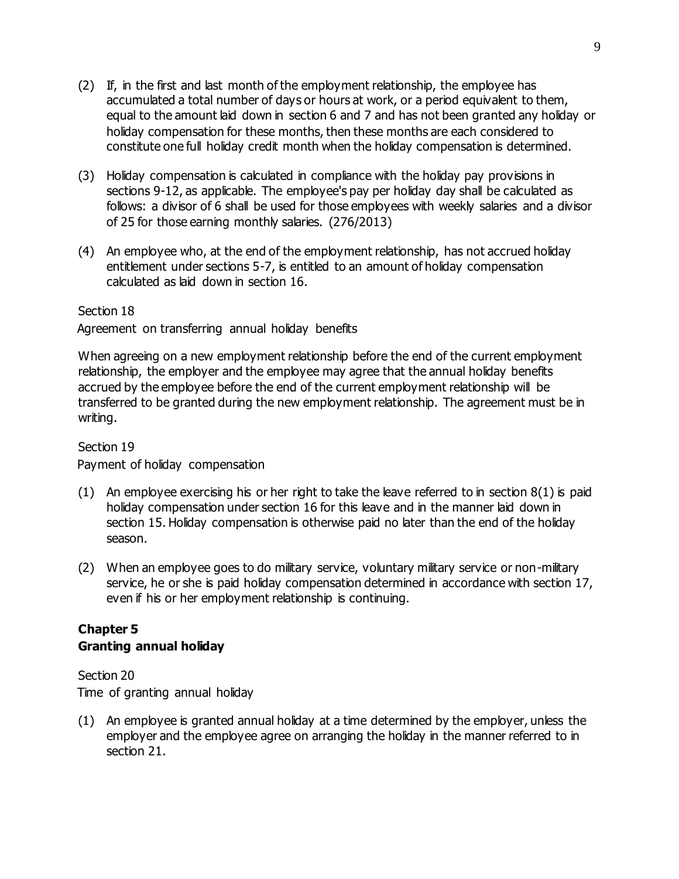(2) If, in the first and last month of the employment relationship, the employee has accumulated a total number of days or hours at work, or a period equivalent to them, equal to the amount laid down in section 6 and 7 and has not been granted any holiday or holiday compensation for these months, then these months are each considered to constitute one full holiday credit month when the holiday compensation is determined.

(3) Holiday compensation is calculated in compliance with the holiday pay provisions in sections 9-12, as applicable. The employee's pay per holiday day shall be calculated as follows: a divisor of 6 shall be used for those employees with weekly salaries and a divisor of 25 for those earning monthly salaries. (276/2013)

(4) An employee who, at the end of the employment relationship, has not accrued holiday entitlement under sections 5-7, is entitled to an amount of holiday compensation calculated as laid down in section 16.

Section 18

Agreement on transferring annual holiday benefits

When agreeing on a new employment relationship before the end of the current employment relationship, the employer and the employee may agree that the annual holiday benefits accrued by the employee before the end of the current employment relationship will be transferred to be granted during the new employment relationship. The agreement must be in writing.

Section 19

Payment of holiday compensation

(1) An employee exercising his or her right to take the leave referred to in section 8(1) is paid holiday compensation under section 16 for this leave and in the manner laid down in section 15. Holiday compensation is otherwise paid no later than the end of the holiday season.

(2) When an employee goes to do military service, voluntary military service or non-military service, he or she is paid holiday compensation determined in accordance with section 17, even if his or her employment relationship is continuing.

## Chapter 5
## Granting annual holiday

Section 20

Time of granting annual holiday

(1) An employee is granted annual holiday at a time determined by the employer, unless the employer and the employee agree on arranging the holiday in the manner referred to in section 21.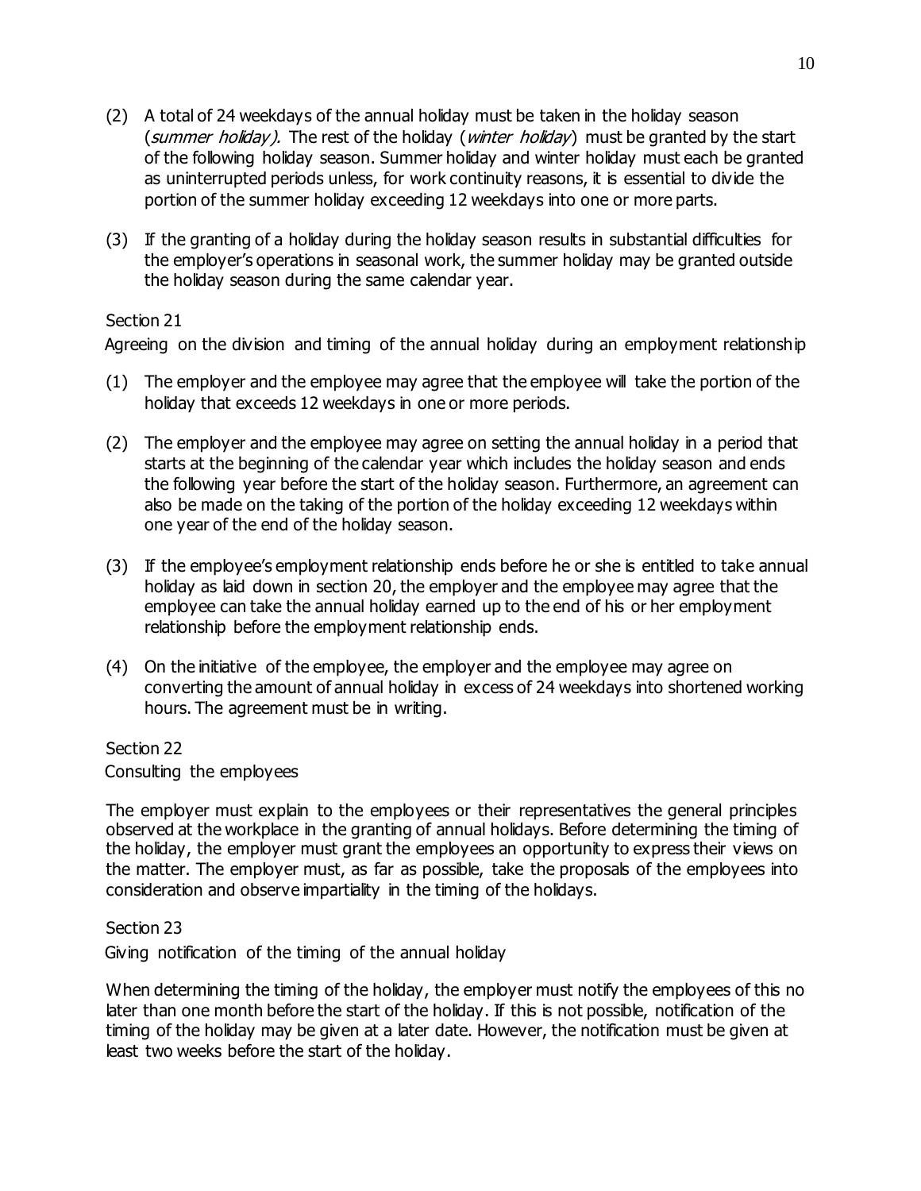(2) A total of 24 weekdays of the annual holiday must be taken in the holiday season (*summer holiday).* The rest of the holiday (*winter holiday*) must be granted by the start of the following holiday season. Summer holiday and winter holiday must each be granted as uninterrupted periods unless, for work continuity reasons, it is essential to divide the portion of the summer holiday exceeding 12 weekdays into one or more parts.

(3) If the granting of a holiday during the holiday season results in substantial difficulties for the employer's operations in seasonal work, the summer holiday may be granted outside the holiday season during the same calendar year.

Section 21

Agreeing on the division and timing of the annual holiday during an employment relationship

(1) The employer and the employee may agree that the employee will take the portion of the holiday that exceeds 12 weekdays in one or more periods.

(2) The employer and the employee may agree on setting the annual holiday in a period that starts at the beginning of the calendar year which includes the holiday season and ends the following year before the start of the holiday season. Furthermore, an agreement can also be made on the taking of the portion of the holiday exceeding 12 weekdays within one year of the end of the holiday season.

(3) If the employee's employment relationship ends before he or she is entitled to take annual holiday as laid down in section 20, the employer and the employee may agree that the employee can take the annual holiday earned up to the end of his or her employment relationship before the employment relationship ends.

(4) On the initiative of the employee, the employer and the employee may agree on converting the amount of annual holiday in excess of 24 weekdays into shortened working hours. The agreement must be in writing.

Section 22

Consulting the employees

The employer must explain to the employees or their representatives the general principles observed at the workplace in the granting of annual holidays. Before determining the timing of the holiday, the employer must grant the employees an opportunity to express their views on the matter. The employer must, as far as possible, take the proposals of the employees into consideration and observe impartiality in the timing of the holidays.

Section 23

Giving notification of the timing of the annual holiday

When determining the timing of the holiday, the employer must notify the employees of this no later than one month before the start of the holiday. If this is not possible, notification of the timing of the holiday may be given at a later date. However, the notification must be given at least two weeks before the start of the holiday.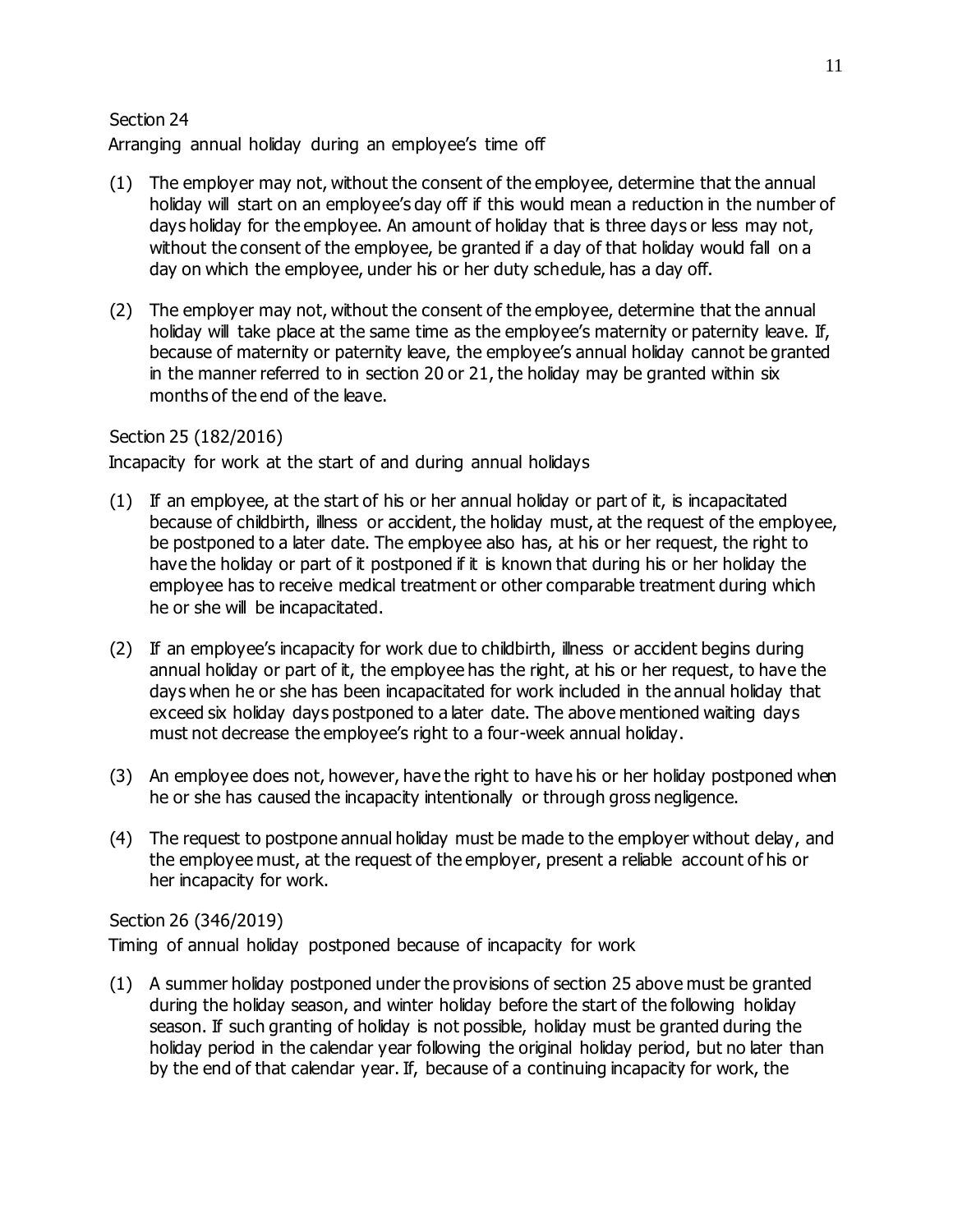Section 24

Arranging annual holiday during an employee's time off

(1) The employer may not, without the consent of the employee, determine that the annual holiday will start on an employee's day off if this would mean a reduction in the number of days holiday for the employee. An amount of holiday that is three days or less may not, without the consent of the employee, be granted if a day of that holiday would fall on a day on which the employee, under his or her duty schedule, has a day off.

(2) The employer may not, without the consent of the employee, determine that the annual holiday will take place at the same time as the employee's maternity or paternity leave. If, because of maternity or paternity leave, the employee's annual holiday cannot be granted in the manner referred to in section 20 or 21, the holiday may be granted within six months of the end of the leave.

Section 25 (182/2016)

Incapacity for work at the start of and during annual holidays

(1) If an employee, at the start of his or her annual holiday or part of it, is incapacitated because of childbirth, illness or accident, the holiday must, at the request of the employee, be postponed to a later date. The employee also has, at his or her request, the right to have the holiday or part of it postponed if it is known that during his or her holiday the employee has to receive medical treatment or other comparable treatment during which he or she will be incapacitated.

(2) If an employee's incapacity for work due to childbirth, illness or accident begins during annual holiday or part of it, the employee has the right, at his or her request, to have the days when he or she has been incapacitated for work included in the annual holiday that exceed six holiday days postponed to a later date. The above mentioned waiting days must not decrease the employee's right to a four-week annual holiday.

(3) An employee does not, however, have the right to have his or her holiday postponed when he or she has caused the incapacity intentionally or through gross negligence.

(4) The request to postpone annual holiday must be made to the employer without delay, and the employee must, at the request of the employer, present a reliable account of his or her incapacity for work.

Section 26 (346/2019)

Timing of annual holiday postponed because of incapacity for work

(1) A summer holiday postponed under the provisions of section 25 above must be granted during the holiday season, and winter holiday before the start of the following holiday season. If such granting of holiday is not possible, holiday must be granted during the holiday period in the calendar year following the original holiday period, but no later than by the end of that calendar year. If, because of a continuing incapacity for work, the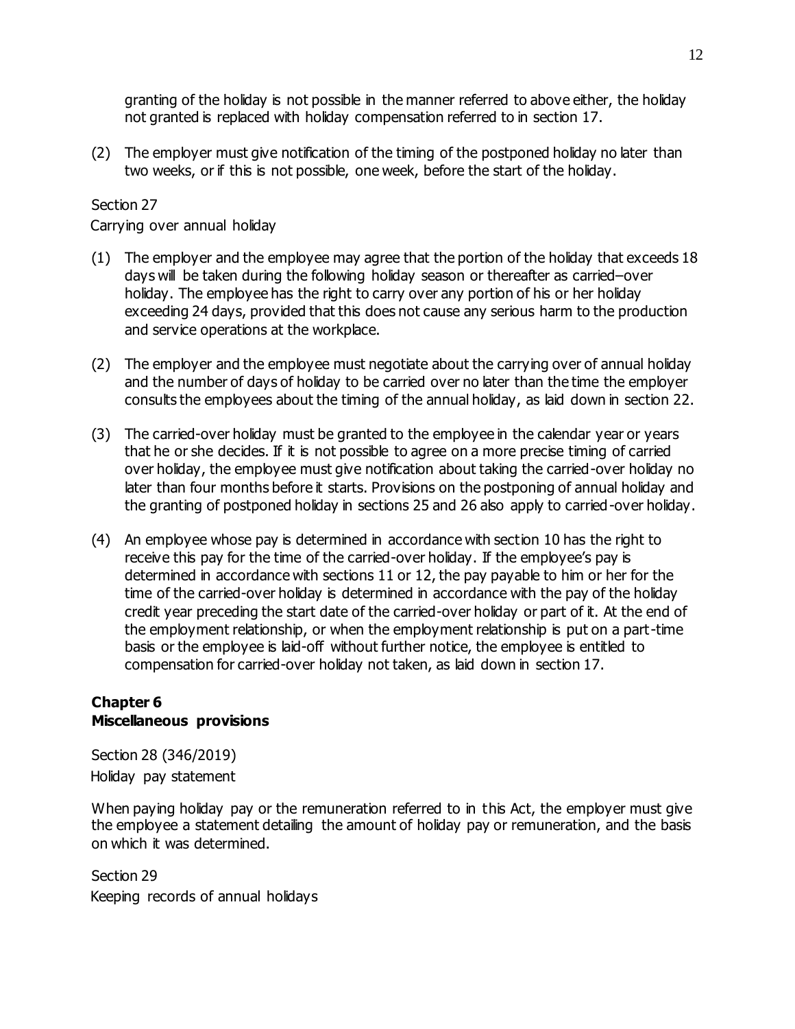granting of the holiday is not possible in the manner referred to above either, the holiday not granted is replaced with holiday compensation referred to in section 17.

(2) The employer must give notification of the timing of the postponed holiday no later than two weeks, or if this is not possible, one week, before the start of the holiday.

Section 27
Carrying over annual holiday

(1) The employer and the employee may agree that the portion of the holiday that exceeds 18 days will be taken during the following holiday season or thereafter as carried–over holiday. The employee has the right to carry over any portion of his or her holiday exceeding 24 days, provided that this does not cause any serious harm to the production and service operations at the workplace.

(2) The employer and the employee must negotiate about the carrying over of annual holiday and the number of days of holiday to be carried over no later than the time the employer consults the employees about the timing of the annual holiday, as laid down in section 22.

(3) The carried-over holiday must be granted to the employee in the calendar year or years that he or she decides. If it is not possible to agree on a more precise timing of carried over holiday, the employee must give notification about taking the carried-over holiday no later than four months before it starts. Provisions on the postponing of annual holiday and the granting of postponed holiday in sections 25 and 26 also apply to carried-over holiday.

(4) An employee whose pay is determined in accordance with section 10 has the right to receive this pay for the time of the carried-over holiday. If the employee's pay is determined in accordance with sections 11 or 12, the pay payable to him or her for the time of the carried-over holiday is determined in accordance with the pay of the holiday credit year preceding the start date of the carried-over holiday or part of it. At the end of the employment relationship, or when the employment relationship is put on a part-time basis or the employee is laid-off without further notice, the employee is entitled to compensation for carried-over holiday not taken, as laid down in section 17.

## Chapter 6
## Miscellaneous provisions

Section 28 (346/2019)
Holiday pay statement

When paying holiday pay or the remuneration referred to in this Act, the employer must give the employee a statement detailing the amount of holiday pay or remuneration, and the basis on which it was determined.

Section 29
Keeping records of annual holidays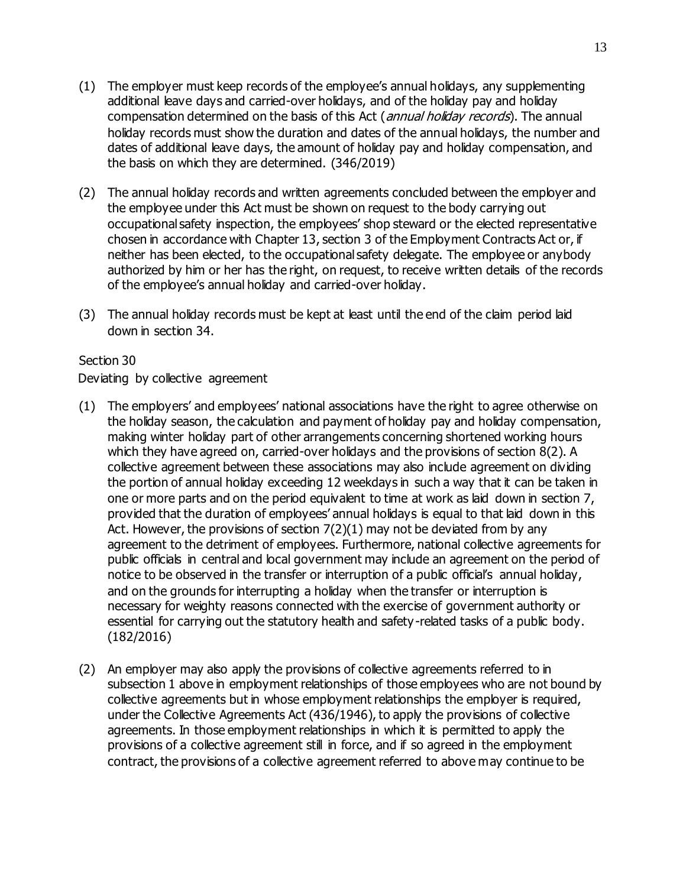(1) The employer must keep records of the employee's annual holidays, any supplementing additional leave days and carried-over holidays, and of the holiday pay and holiday compensation determined on the basis of this Act (*annual holiday records*). The annual holiday records must show the duration and dates of the annual holidays, the number and dates of additional leave days, the amount of holiday pay and holiday compensation, and the basis on which they are determined. (346/2019)

(2) The annual holiday records and written agreements concluded between the employer and the employee under this Act must be shown on request to the body carrying out occupational safety inspection, the employees' shop steward or the elected representative chosen in accordance with Chapter 13, section 3 of the Employment Contracts Act or, if neither has been elected, to the occupational safety delegate. The employee or anybody authorized by him or her has the right, on request, to receive written details of the records of the employee's annual holiday and carried-over holiday.

(3) The annual holiday records must be kept at least until the end of the claim period laid down in section 34.

Section 30
Deviating by collective agreement

(1) The employers' and employees' national associations have the right to agree otherwise on the holiday season, the calculation and payment of holiday pay and holiday compensation, making winter holiday part of other arrangements concerning shortened working hours which they have agreed on, carried-over holidays and the provisions of section 8(2). A collective agreement between these associations may also include agreement on dividing the portion of annual holiday exceeding 12 weekdays in such a way that it can be taken in one or more parts and on the period equivalent to time at work as laid down in section 7, provided that the duration of employees' annual holidays is equal to that laid down in this Act. However, the provisions of section 7(2)(1) may not be deviated from by any agreement to the detriment of employees. Furthermore, national collective agreements for public officials in central and local government may include an agreement on the period of notice to be observed in the transfer or interruption of a public official's annual holiday, and on the grounds for interrupting a holiday when the transfer or interruption is necessary for weighty reasons connected with the exercise of government authority or essential for carrying out the statutory health and safety-related tasks of a public body. (182/2016)

(2) An employer may also apply the provisions of collective agreements referred to in subsection 1 above in employment relationships of those employees who are not bound by collective agreements but in whose employment relationships the employer is required, under the Collective Agreements Act (436/1946), to apply the provisions of collective agreements. In those employment relationships in which it is permitted to apply the provisions of a collective agreement still in force, and if so agreed in the employment contract, the provisions of a collective agreement referred to above may continue to be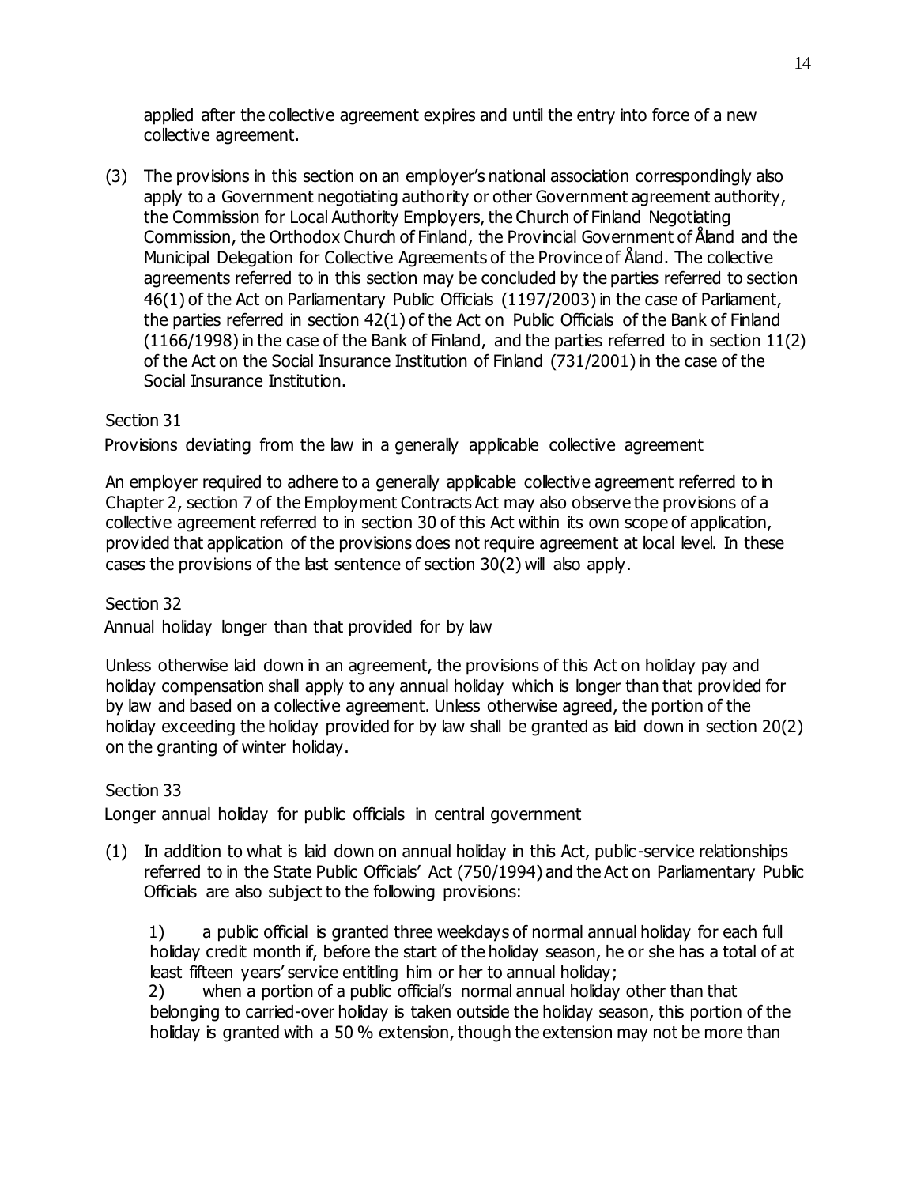applied after the collective agreement expires and until the entry into force of a new collective agreement.

(3) The provisions in this section on an employer's national association correspondingly also apply to a Government negotiating authority or other Government agreement authority, the Commission for Local Authority Employers, the Church of Finland Negotiating Commission, the Orthodox Church of Finland, the Provincial Government of Åland and the Municipal Delegation for Collective Agreements of the Province of Åland. The collective agreements referred to in this section may be concluded by the parties referred to section 46(1) of the Act on Parliamentary Public Officials (1197/2003) in the case of Parliament, the parties referred in section 42(1) of the Act on Public Officials of the Bank of Finland (1166/1998) in the case of the Bank of Finland, and the parties referred to in section 11(2) of the Act on the Social Insurance Institution of Finland (731/2001) in the case of the Social Insurance Institution.

Section 31

Provisions deviating from the law in a generally applicable collective agreement

An employer required to adhere to a generally applicable collective agreement referred to in Chapter 2, section 7 of the Employment Contracts Act may also observe the provisions of a collective agreement referred to in section 30 of this Act within its own scope of application, provided that application of the provisions does not require agreement at local level. In these cases the provisions of the last sentence of section 30(2) will also apply.

Section 32

Annual holiday longer than that provided for by law

Unless otherwise laid down in an agreement, the provisions of this Act on holiday pay and holiday compensation shall apply to any annual holiday which is longer than that provided for by law and based on a collective agreement. Unless otherwise agreed, the portion of the holiday exceeding the holiday provided for by law shall be granted as laid down in section 20(2) on the granting of winter holiday.

Section 33

Longer annual holiday for public officials in central government

(1) In addition to what is laid down on annual holiday in this Act, public-service relationships referred to in the State Public Officials' Act (750/1994) and the Act on Parliamentary Public Officials are also subject to the following provisions:

1) a public official is granted three weekdays of normal annual holiday for each full holiday credit month if, before the start of the holiday season, he or she has a total of at least fifteen years' service entitling him or her to annual holiday;

2) when a portion of a public official's normal annual holiday other than that belonging to carried-over holiday is taken outside the holiday season, this portion of the holiday is granted with a 50 % extension, though the extension may not be more than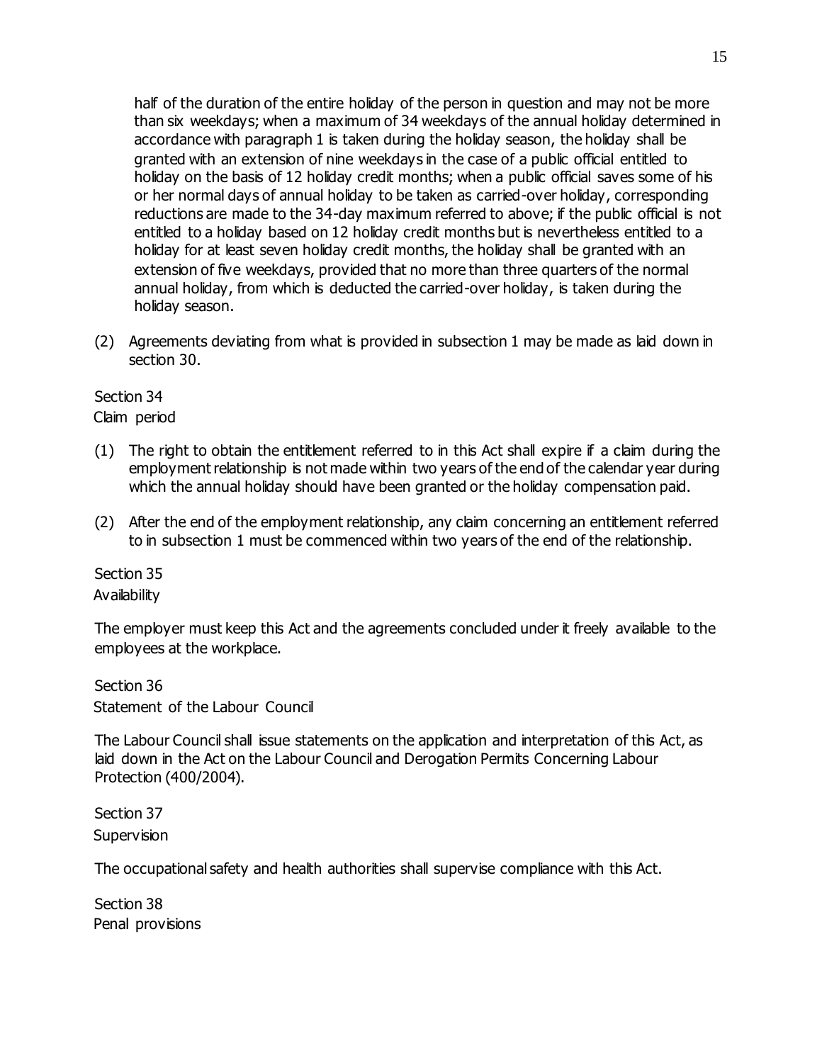half of the duration of the entire holiday of the person in question and may not be more than six weekdays; when a maximum of 34 weekdays of the annual holiday determined in accordance with paragraph 1 is taken during the holiday season, the holiday shall be granted with an extension of nine weekdays in the case of a public official entitled to holiday on the basis of 12 holiday credit months; when a public official saves some of his or her normal days of annual holiday to be taken as carried-over holiday, corresponding reductions are made to the 34-day maximum referred to above; if the public official is not entitled to a holiday based on 12 holiday credit months but is nevertheless entitled to a holiday for at least seven holiday credit months, the holiday shall be granted with an extension of five weekdays, provided that no more than three quarters of the normal annual holiday, from which is deducted the carried-over holiday, is taken during the holiday season.

(2) Agreements deviating from what is provided in subsection 1 may be made as laid down in section 30.

Section 34
Claim period

(1) The right to obtain the entitlement referred to in this Act shall expire if a claim during the employment relationship is not made within two years of the end of the calendar year during which the annual holiday should have been granted or the holiday compensation paid.

(2) After the end of the employment relationship, any claim concerning an entitlement referred to in subsection 1 must be commenced within two years of the end of the relationship.

Section 35
Availability

The employer must keep this Act and the agreements concluded under it freely available to the employees at the workplace.

Section 36
Statement of the Labour Council

The Labour Council shall issue statements on the application and interpretation of this Act, as laid down in the Act on the Labour Council and Derogation Permits Concerning Labour Protection (400/2004).

Section 37
Supervision

The occupational safety and health authorities shall supervise compliance with this Act.

Section 38
Penal provisions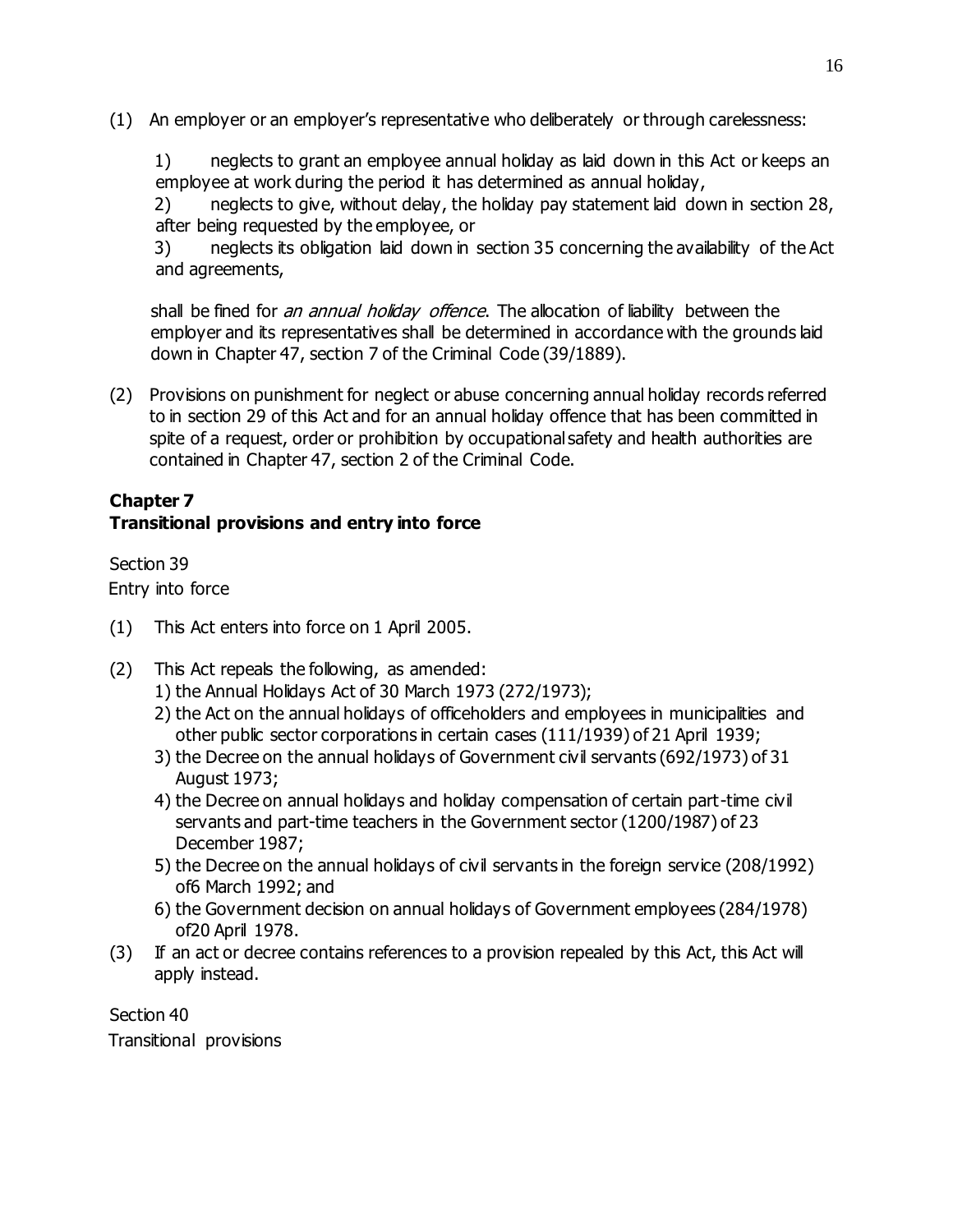(1) An employer or an employer's representative who deliberately or through carelessness:

1) neglects to grant an employee annual holiday as laid down in this Act or keeps an employee at work during the period it has determined as annual holiday,
2) neglects to give, without delay, the holiday pay statement laid down in section 28, after being requested by the employee, or
3) neglects its obligation laid down in section 35 concerning the availability of the Act and agreements,

shall be fined for *an annual holiday offence*. The allocation of liability between the employer and its representatives shall be determined in accordance with the grounds laid down in Chapter 47, section 7 of the Criminal Code (39/1889).

(2) Provisions on punishment for neglect or abuse concerning annual holiday records referred to in section 29 of this Act and for an annual holiday offence that has been committed in spite of a request, order or prohibition by occupational safety and health authorities are contained in Chapter 47, section 2 of the Criminal Code.

## Chapter 7
## Transitional provisions and entry into force

Section 39
Entry into force

(1) This Act enters into force on 1 April 2005.

(2) This Act repeals the following, as amended:
   1) the Annual Holidays Act of 30 March 1973 (272/1973);
   2) the Act on the annual holidays of officeholders and employees in municipalities and other public sector corporations in certain cases (111/1939) of 21 April 1939;
   3) the Decree on the annual holidays of Government civil servants (692/1973) of 31 August 1973;
   4) the Decree on annual holidays and holiday compensation of certain part-time civil servants and part-time teachers in the Government sector (1200/1987) of 23 December 1987;
   5) the Decree on the annual holidays of civil servants in the foreign service (208/1992) of6 March 1992; and
   6) the Government decision on annual holidays of Government employees (284/1978) of20 April 1978.

(3) If an act or decree contains references to a provision repealed by this Act, this Act will apply instead.

Section 40
Transitional provisions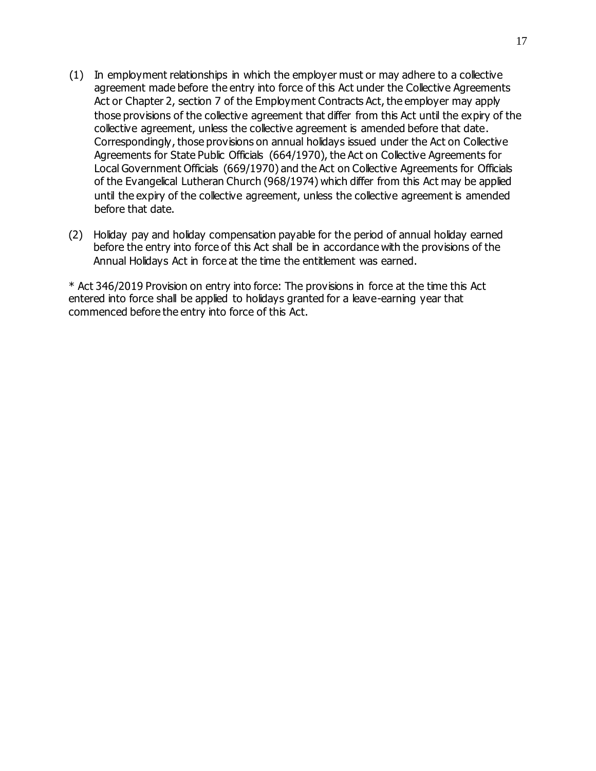(1) In employment relationships in which the employer must or may adhere to a collective agreement made before the entry into force of this Act under the Collective Agreements Act or Chapter 2, section 7 of the Employment Contracts Act, the employer may apply those provisions of the collective agreement that differ from this Act until the expiry of the collective agreement, unless the collective agreement is amended before that date. Correspondingly, those provisions on annual holidays issued under the Act on Collective Agreements for State Public Officials (664/1970), the Act on Collective Agreements for Local Government Officials (669/1970) and the Act on Collective Agreements for Officials of the Evangelical Lutheran Church (968/1974) which differ from this Act may be applied until the expiry of the collective agreement, unless the collective agreement is amended before that date.

(2) Holiday pay and holiday compensation payable for the period of annual holiday earned before the entry into force of this Act shall be in accordance with the provisions of the Annual Holidays Act in force at the time the entitlement was earned.

* Act 346/2019 Provision on entry into force: The provisions in force at the time this Act entered into force shall be applied to holidays granted for a leave-earning year that commenced before the entry into force of this Act.